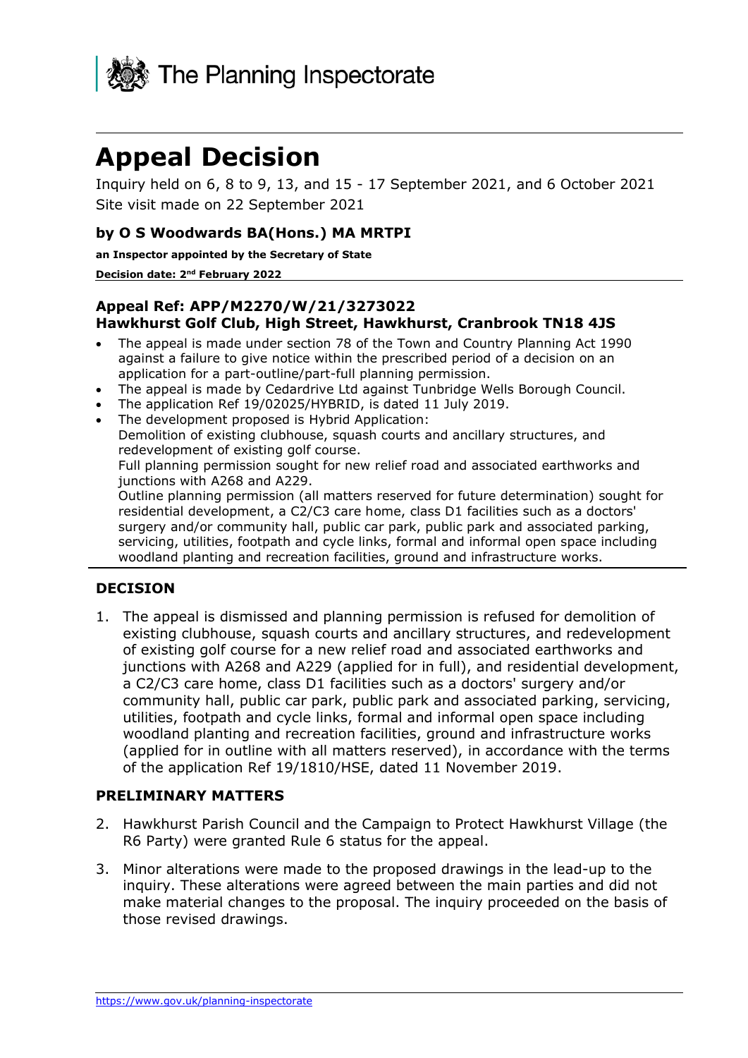The Planning Inspectorate

# Appeal Decision

Inquiry held on 6, 8 to 9, 13, and 15 - 17 September 2021, and 6 October 2021
Site visit made on 22 September 2021

### by O S Woodwards BA(Hons.) MA MRTPI

**an Inspector appointed by the Secretary of State**

**Decision date: 2nd February 2022**

### Appeal Ref: APP/M2270/W/21/3273022
### Hawkhurst Golf Club, High Street, Hawkhurst, Cranbrook TN18 4JS

- The appeal is made under section 78 of the Town and Country Planning Act 1990 against a failure to give notice within the prescribed period of a decision on an application for a part-outline/part-full planning permission.
- The appeal is made by Cedardrive Ltd against Tunbridge Wells Borough Council.
- The application Ref 19/02025/HYBRID, is dated 11 July 2019.
- The development proposed is Hybrid Application:
  Demolition of existing clubhouse, squash courts and ancillary structures, and redevelopment of existing golf course.
  Full planning permission sought for new relief road and associated earthworks and junctions with A268 and A229.
  Outline planning permission (all matters reserved for future determination) sought for residential development, a C2/C3 care home, class D1 facilities such as a doctors' surgery and/or community hall, public car park, public park and associated parking, servicing, utilities, footpath and cycle links, formal and informal open space including woodland planting and recreation facilities, ground and infrastructure works.

## DECISION

1. The appeal is dismissed and planning permission is refused for demolition of existing clubhouse, squash courts and ancillary structures, and redevelopment of existing golf course for a new relief road and associated earthworks and junctions with A268 and A229 (applied for in full), and residential development, a C2/C3 care home, class D1 facilities such as a doctors' surgery and/or community hall, public car park, public park and associated parking, servicing, utilities, footpath and cycle links, formal and informal open space including woodland planting and recreation facilities, ground and infrastructure works (applied for in outline with all matters reserved), in accordance with the terms of the application Ref 19/1810/HSE, dated 11 November 2019.

## PRELIMINARY MATTERS

2. Hawkhurst Parish Council and the Campaign to Protect Hawkhurst Village (the R6 Party) were granted Rule 6 status for the appeal.

3. Minor alterations were made to the proposed drawings in the lead-up to the inquiry. These alterations were agreed between the main parties and did not make material changes to the proposal. The inquiry proceeded on the basis of those revised drawings.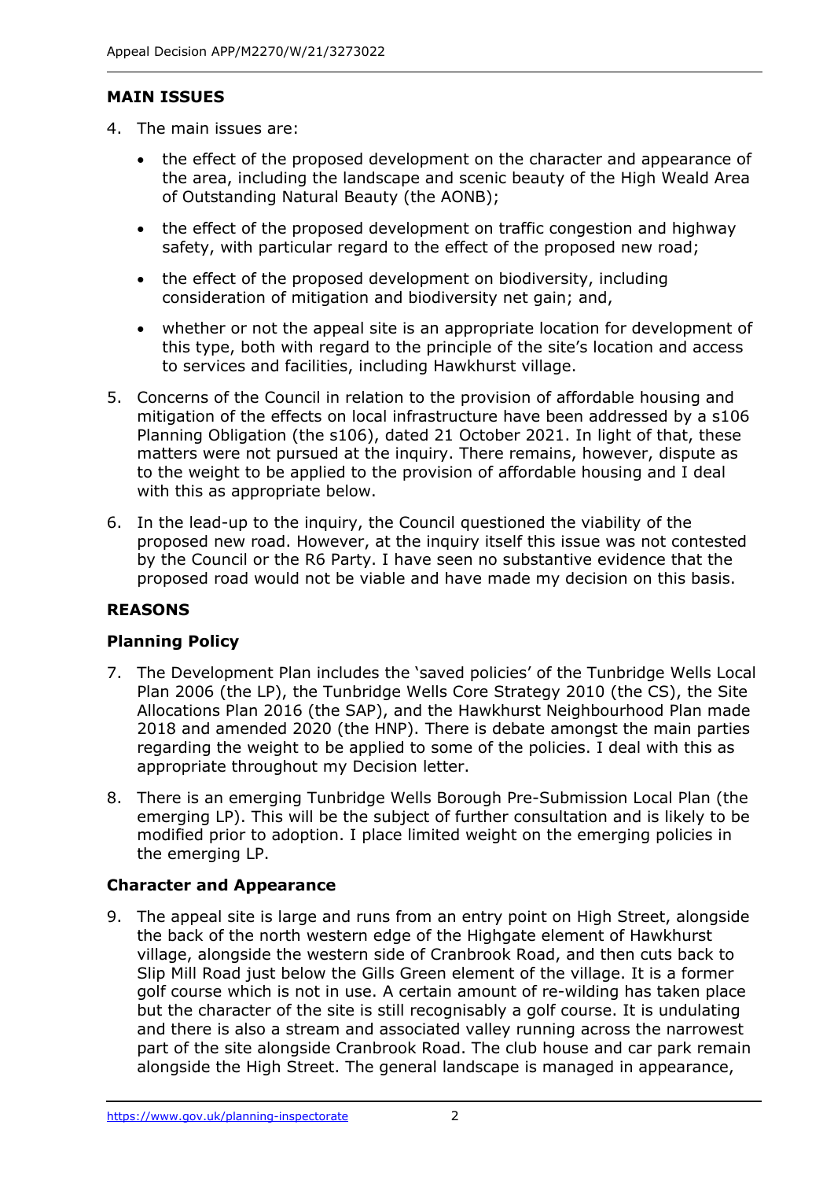## MAIN ISSUES

4. The main issues are:

   - the effect of the proposed development on the character and appearance of the area, including the landscape and scenic beauty of the High Weald Area of Outstanding Natural Beauty (the AONB);
   - the effect of the proposed development on traffic congestion and highway safety, with particular regard to the effect of the proposed new road;
   - the effect of the proposed development on biodiversity, including consideration of mitigation and biodiversity net gain; and,
   - whether or not the appeal site is an appropriate location for development of this type, both with regard to the principle of the site's location and access to services and facilities, including Hawkhurst village.

5. Concerns of the Council in relation to the provision of affordable housing and mitigation of the effects on local infrastructure have been addressed by a s106 Planning Obligation (the s106), dated 21 October 2021. In light of that, these matters were not pursued at the inquiry. There remains, however, dispute as to the weight to be applied to the provision of affordable housing and I deal with this as appropriate below.

6. In the lead-up to the inquiry, the Council questioned the viability of the proposed new road. However, at the inquiry itself this issue was not contested by the Council or the R6 Party. I have seen no substantive evidence that the proposed road would not be viable and have made my decision on this basis.

## REASONS

### Planning Policy

7. The Development Plan includes the 'saved policies' of the Tunbridge Wells Local Plan 2006 (the LP), the Tunbridge Wells Core Strategy 2010 (the CS), the Site Allocations Plan 2016 (the SAP), and the Hawkhurst Neighbourhood Plan made 2018 and amended 2020 (the HNP). There is debate amongst the main parties regarding the weight to be applied to some of the policies. I deal with this as appropriate throughout my Decision letter.

8. There is an emerging Tunbridge Wells Borough Pre-Submission Local Plan (the emerging LP). This will be the subject of further consultation and is likely to be modified prior to adoption. I place limited weight on the emerging policies in the emerging LP.

### Character and Appearance

9. The appeal site is large and runs from an entry point on High Street, alongside the back of the north western edge of the Highgate element of Hawkhurst village, alongside the western side of Cranbrook Road, and then cuts back to Slip Mill Road just below the Gills Green element of the village. It is a former golf course which is not in use. A certain amount of re-wilding has taken place but the character of the site is still recognisably a golf course. It is undulating and there is also a stream and associated valley running across the narrowest part of the site alongside Cranbrook Road. The club house and car park remain alongside the High Street. The general landscape is managed in appearance,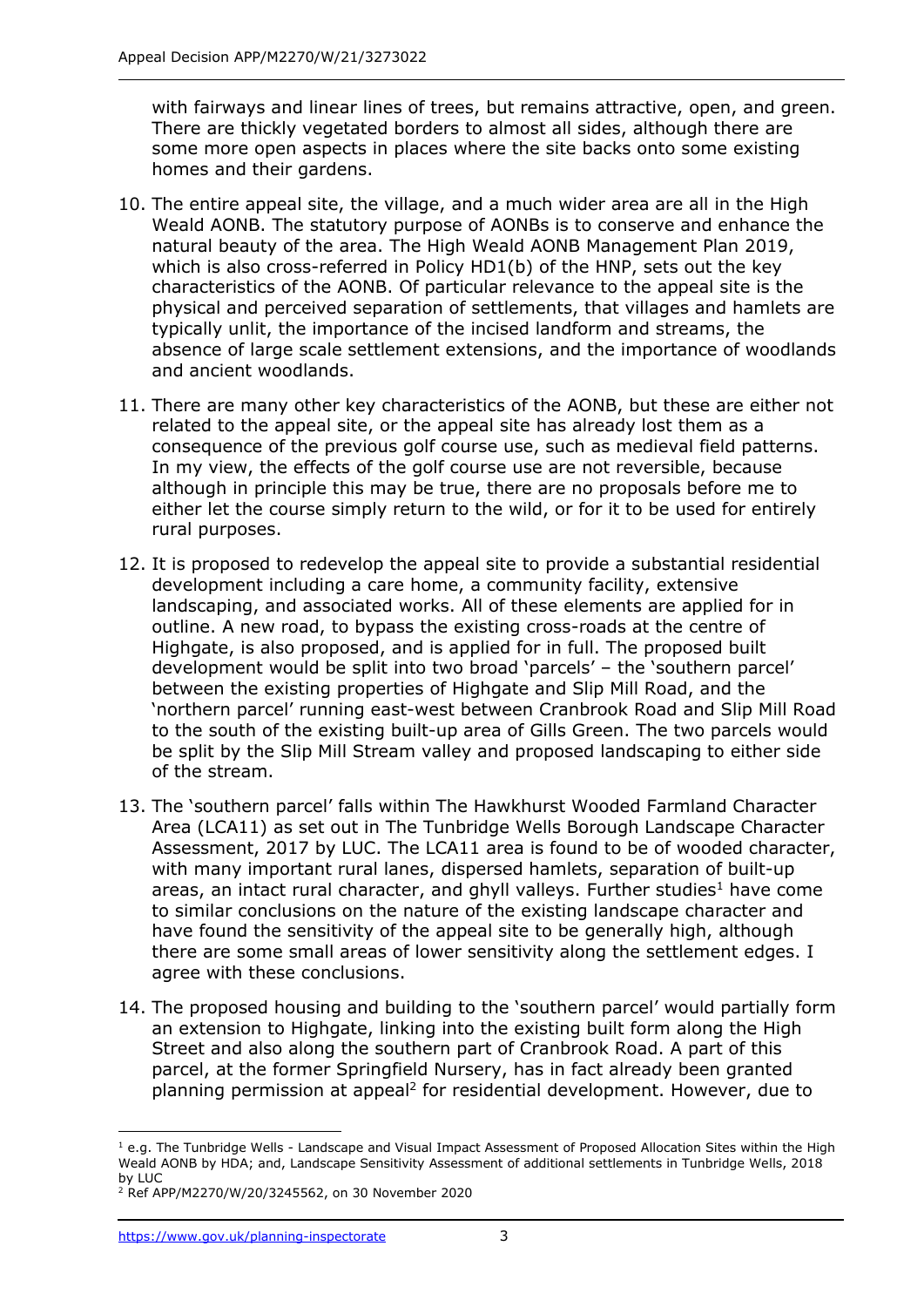with fairways and linear lines of trees, but remains attractive, open, and green. There are thickly vegetated borders to almost all sides, although there are some more open aspects in places where the site backs onto some existing homes and their gardens.

10. The entire appeal site, the village, and a much wider area are all in the High Weald AONB. The statutory purpose of AONBs is to conserve and enhance the natural beauty of the area. The High Weald AONB Management Plan 2019, which is also cross-referred in Policy HD1(b) of the HNP, sets out the key characteristics of the AONB. Of particular relevance to the appeal site is the physical and perceived separation of settlements, that villages and hamlets are typically unlit, the importance of the incised landform and streams, the absence of large scale settlement extensions, and the importance of woodlands and ancient woodlands.

11. There are many other key characteristics of the AONB, but these are either not related to the appeal site, or the appeal site has already lost them as a consequence of the previous golf course use, such as medieval field patterns. In my view, the effects of the golf course use are not reversible, because although in principle this may be true, there are no proposals before me to either let the course simply return to the wild, or for it to be used for entirely rural purposes.

12. It is proposed to redevelop the appeal site to provide a substantial residential development including a care home, a community facility, extensive landscaping, and associated works. All of these elements are applied for in outline. A new road, to bypass the existing cross-roads at the centre of Highgate, is also proposed, and is applied for in full. The proposed built development would be split into two broad 'parcels' – the 'southern parcel' between the existing properties of Highgate and Slip Mill Road, and the 'northern parcel' running east-west between Cranbrook Road and Slip Mill Road to the south of the existing built-up area of Gills Green. The two parcels would be split by the Slip Mill Stream valley and proposed landscaping to either side of the stream.

13. The 'southern parcel' falls within The Hawkhurst Wooded Farmland Character Area (LCA11) as set out in The Tunbridge Wells Borough Landscape Character Assessment, 2017 by LUC. The LCA11 area is found to be of wooded character, with many important rural lanes, dispersed hamlets, separation of built-up areas, an intact rural character, and ghyll valleys. Further studies[1] have come to similar conclusions on the nature of the existing landscape character and have found the sensitivity of the appeal site to be generally high, although there are some small areas of lower sensitivity along the settlement edges. I agree with these conclusions.

14. The proposed housing and building to the 'southern parcel' would partially form an extension to Highgate, linking into the existing built form along the High Street and also along the southern part of Cranbrook Road. A part of this parcel, at the former Springfield Nursery, has in fact already been granted planning permission at appeal[2] for residential development. However, due to

---

[1] e.g. The Tunbridge Wells - Landscape and Visual Impact Assessment of Proposed Allocation Sites within the High Weald AONB by HDA; and, Landscape Sensitivity Assessment of additional settlements in Tunbridge Wells, 2018 by LUC

[2] Ref APP/M2270/W/20/3245562, on 30 November 2020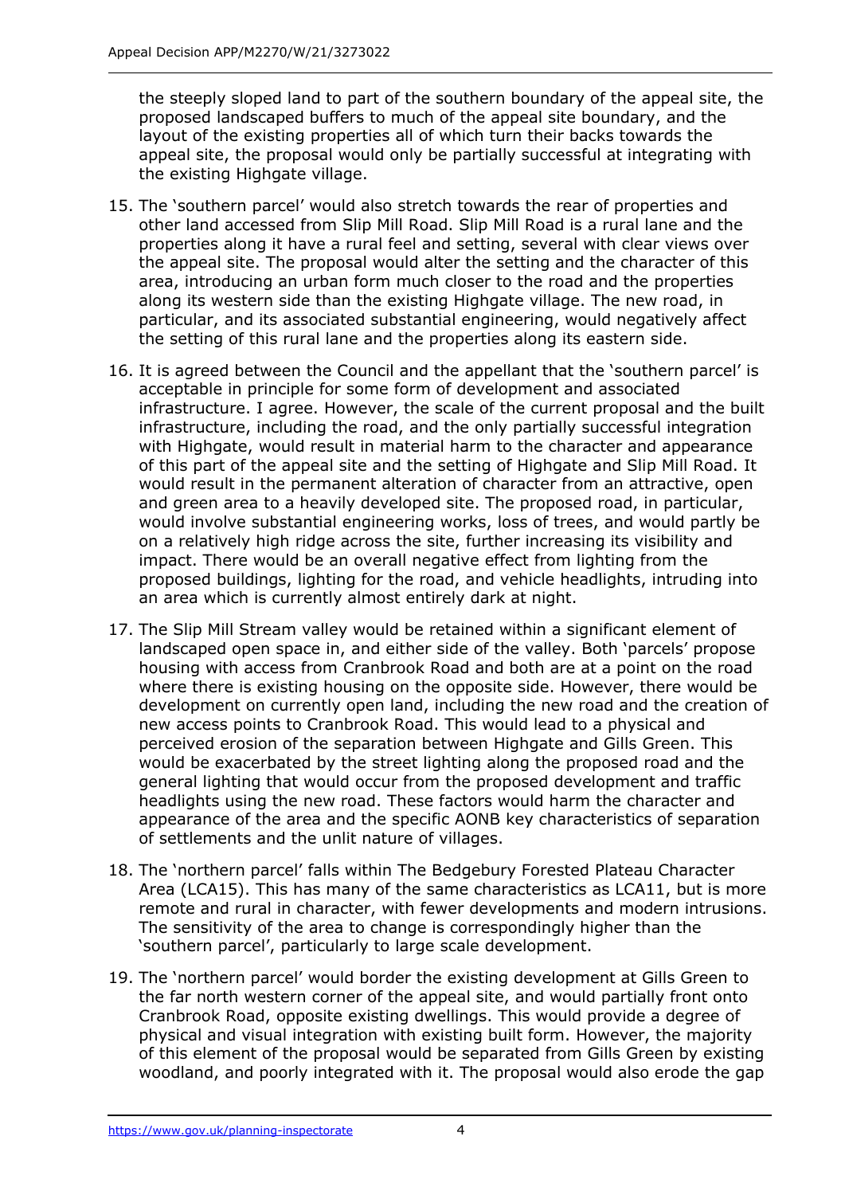the steeply sloped land to part of the southern boundary of the appeal site, the proposed landscaped buffers to much of the appeal site boundary, and the layout of the existing properties all of which turn their backs towards the appeal site, the proposal would only be partially successful at integrating with the existing Highgate village.

15. The 'southern parcel' would also stretch towards the rear of properties and other land accessed from Slip Mill Road. Slip Mill Road is a rural lane and the properties along it have a rural feel and setting, several with clear views over the appeal site. The proposal would alter the setting and the character of this area, introducing an urban form much closer to the road and the properties along its western side than the existing Highgate village. The new road, in particular, and its associated substantial engineering, would negatively affect the setting of this rural lane and the properties along its eastern side.

16. It is agreed between the Council and the appellant that the 'southern parcel' is acceptable in principle for some form of development and associated infrastructure. I agree. However, the scale of the current proposal and the built infrastructure, including the road, and the only partially successful integration with Highgate, would result in material harm to the character and appearance of this part of the appeal site and the setting of Highgate and Slip Mill Road. It would result in the permanent alteration of character from an attractive, open and green area to a heavily developed site. The proposed road, in particular, would involve substantial engineering works, loss of trees, and would partly be on a relatively high ridge across the site, further increasing its visibility and impact. There would be an overall negative effect from lighting from the proposed buildings, lighting for the road, and vehicle headlights, intruding into an area which is currently almost entirely dark at night.

17. The Slip Mill Stream valley would be retained within a significant element of landscaped open space in, and either side of the valley. Both 'parcels' propose housing with access from Cranbrook Road and both are at a point on the road where there is existing housing on the opposite side. However, there would be development on currently open land, including the new road and the creation of new access points to Cranbrook Road. This would lead to a physical and perceived erosion of the separation between Highgate and Gills Green. This would be exacerbated by the street lighting along the proposed road and the general lighting that would occur from the proposed development and traffic headlights using the new road. These factors would harm the character and appearance of the area and the specific AONB key characteristics of separation of settlements and the unlit nature of villages.

18. The 'northern parcel' falls within The Bedgebury Forested Plateau Character Area (LCA15). This has many of the same characteristics as LCA11, but is more remote and rural in character, with fewer developments and modern intrusions. The sensitivity of the area to change is correspondingly higher than the 'southern parcel', particularly to large scale development.

19. The 'northern parcel' would border the existing development at Gills Green to the far north western corner of the appeal site, and would partially front onto Cranbrook Road, opposite existing dwellings. This would provide a degree of physical and visual integration with existing built form. However, the majority of this element of the proposal would be separated from Gills Green by existing woodland, and poorly integrated with it. The proposal would also erode the gap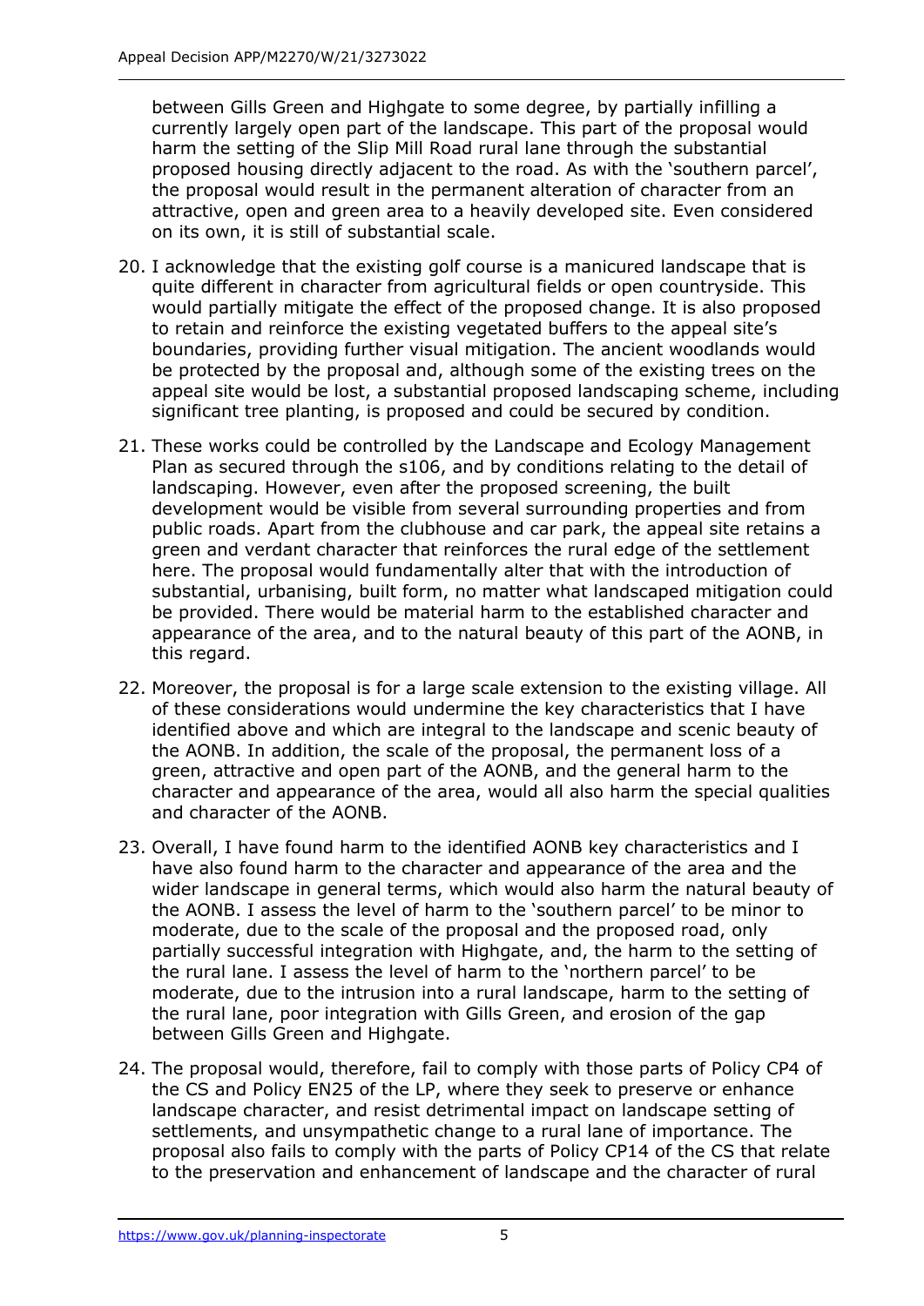between Gills Green and Highgate to some degree, by partially infilling a currently largely open part of the landscape. This part of the proposal would harm the setting of the Slip Mill Road rural lane through the substantial proposed housing directly adjacent to the road. As with the 'southern parcel', the proposal would result in the permanent alteration of character from an attractive, open and green area to a heavily developed site. Even considered on its own, it is still of substantial scale.

20. I acknowledge that the existing golf course is a manicured landscape that is quite different in character from agricultural fields or open countryside. This would partially mitigate the effect of the proposed change. It is also proposed to retain and reinforce the existing vegetated buffers to the appeal site's boundaries, providing further visual mitigation. The ancient woodlands would be protected by the proposal and, although some of the existing trees on the appeal site would be lost, a substantial proposed landscaping scheme, including significant tree planting, is proposed and could be secured by condition.

21. These works could be controlled by the Landscape and Ecology Management Plan as secured through the s106, and by conditions relating to the detail of landscaping. However, even after the proposed screening, the built development would be visible from several surrounding properties and from public roads. Apart from the clubhouse and car park, the appeal site retains a green and verdant character that reinforces the rural edge of the settlement here. The proposal would fundamentally alter that with the introduction of substantial, urbanising, built form, no matter what landscaped mitigation could be provided. There would be material harm to the established character and appearance of the area, and to the natural beauty of this part of the AONB, in this regard.

22. Moreover, the proposal is for a large scale extension to the existing village. All of these considerations would undermine the key characteristics that I have identified above and which are integral to the landscape and scenic beauty of the AONB. In addition, the scale of the proposal, the permanent loss of a green, attractive and open part of the AONB, and the general harm to the character and appearance of the area, would all also harm the special qualities and character of the AONB.

23. Overall, I have found harm to the identified AONB key characteristics and I have also found harm to the character and appearance of the area and the wider landscape in general terms, which would also harm the natural beauty of the AONB. I assess the level of harm to the 'southern parcel' to be minor to moderate, due to the scale of the proposal and the proposed road, only partially successful integration with Highgate, and, the harm to the setting of the rural lane. I assess the level of harm to the 'northern parcel' to be moderate, due to the intrusion into a rural landscape, harm to the setting of the rural lane, poor integration with Gills Green, and erosion of the gap between Gills Green and Highgate.

24. The proposal would, therefore, fail to comply with those parts of Policy CP4 of the CS and Policy EN25 of the LP, where they seek to preserve or enhance landscape character, and resist detrimental impact on landscape setting of settlements, and unsympathetic change to a rural lane of importance. The proposal also fails to comply with the parts of Policy CP14 of the CS that relate to the preservation and enhancement of landscape and the character of rural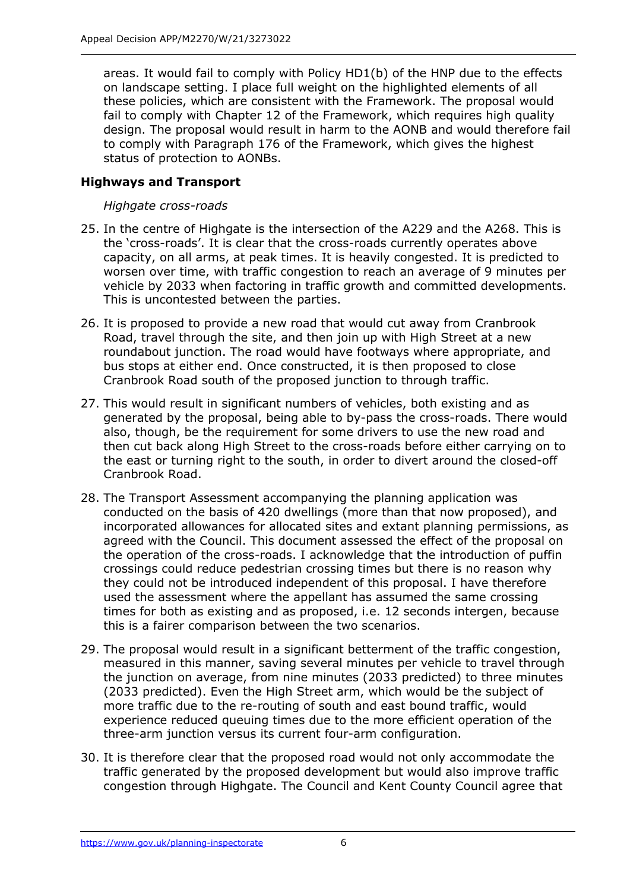areas. It would fail to comply with Policy HD1(b) of the HNP due to the effects on landscape setting. I place full weight on the highlighted elements of all these policies, which are consistent with the Framework. The proposal would fail to comply with Chapter 12 of the Framework, which requires high quality design. The proposal would result in harm to the AONB and would therefore fail to comply with Paragraph 176 of the Framework, which gives the highest status of protection to AONBs.

## Highways and Transport

*Highgate cross-roads*

25. In the centre of Highgate is the intersection of the A229 and the A268. This is the 'cross-roads'. It is clear that the cross-roads currently operates above capacity, on all arms, at peak times. It is heavily congested. It is predicted to worsen over time, with traffic congestion to reach an average of 9 minutes per vehicle by 2033 when factoring in traffic growth and committed developments. This is uncontested between the parties.

26. It is proposed to provide a new road that would cut away from Cranbrook Road, travel through the site, and then join up with High Street at a new roundabout junction. The road would have footways where appropriate, and bus stops at either end. Once constructed, it is then proposed to close Cranbrook Road south of the proposed junction to through traffic.

27. This would result in significant numbers of vehicles, both existing and as generated by the proposal, being able to by-pass the cross-roads. There would also, though, be the requirement for some drivers to use the new road and then cut back along High Street to the cross-roads before either carrying on to the east or turning right to the south, in order to divert around the closed-off Cranbrook Road.

28. The Transport Assessment accompanying the planning application was conducted on the basis of 420 dwellings (more than that now proposed), and incorporated allowances for allocated sites and extant planning permissions, as agreed with the Council. This document assessed the effect of the proposal on the operation of the cross-roads. I acknowledge that the introduction of puffin crossings could reduce pedestrian crossing times but there is no reason why they could not be introduced independent of this proposal. I have therefore used the assessment where the appellant has assumed the same crossing times for both as existing and as proposed, i.e. 12 seconds intergen, because this is a fairer comparison between the two scenarios.

29. The proposal would result in a significant betterment of the traffic congestion, measured in this manner, saving several minutes per vehicle to travel through the junction on average, from nine minutes (2033 predicted) to three minutes (2033 predicted). Even the High Street arm, which would be the subject of more traffic due to the re-routing of south and east bound traffic, would experience reduced queuing times due to the more efficient operation of the three-arm junction versus its current four-arm configuration.

30. It is therefore clear that the proposed road would not only accommodate the traffic generated by the proposed development but would also improve traffic congestion through Highgate. The Council and Kent County Council agree that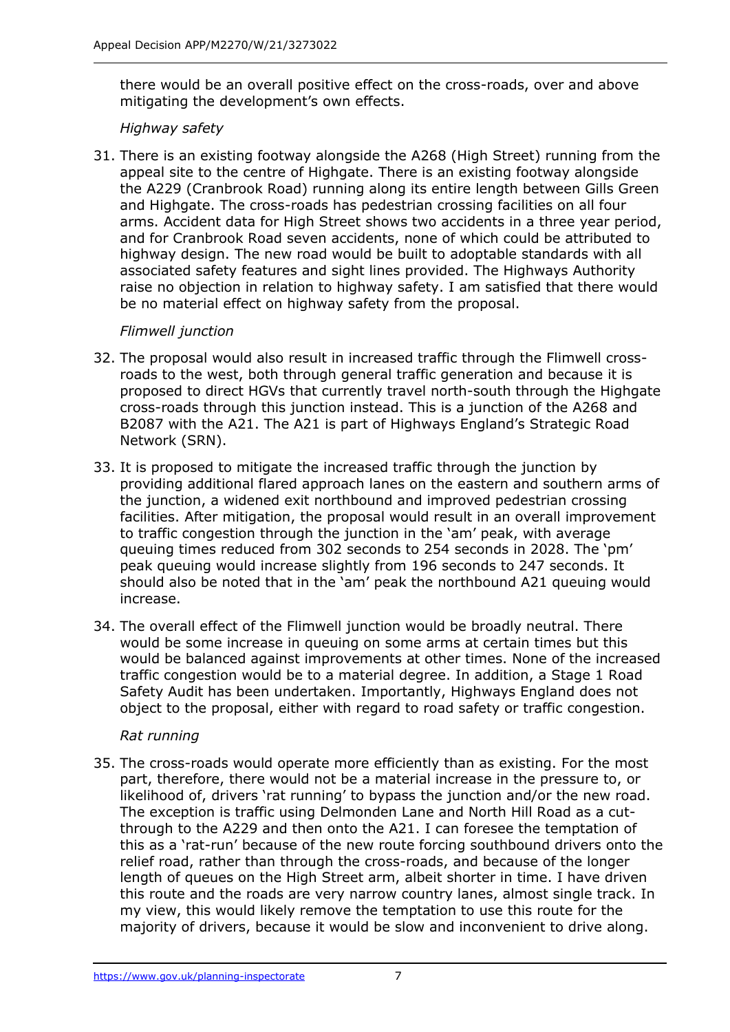there would be an overall positive effect on the cross-roads, over and above mitigating the development's own effects.

*Highway safety*

31. There is an existing footway alongside the A268 (High Street) running from the appeal site to the centre of Highgate. There is an existing footway alongside the A229 (Cranbrook Road) running along its entire length between Gills Green and Highgate. The cross-roads has pedestrian crossing facilities on all four arms. Accident data for High Street shows two accidents in a three year period, and for Cranbrook Road seven accidents, none of which could be attributed to highway design. The new road would be built to adoptable standards with all associated safety features and sight lines provided. The Highways Authority raise no objection in relation to highway safety. I am satisfied that there would be no material effect on highway safety from the proposal.

*Flimwell junction*

32. The proposal would also result in increased traffic through the Flimwell cross-roads to the west, both through general traffic generation and because it is proposed to direct HGVs that currently travel north-south through the Highgate cross-roads through this junction instead. This is a junction of the A268 and B2087 with the A21. The A21 is part of Highways England's Strategic Road Network (SRN).

33. It is proposed to mitigate the increased traffic through the junction by providing additional flared approach lanes on the eastern and southern arms of the junction, a widened exit northbound and improved pedestrian crossing facilities. After mitigation, the proposal would result in an overall improvement to traffic congestion through the junction in the 'am' peak, with average queuing times reduced from 302 seconds to 254 seconds in 2028. The 'pm' peak queuing would increase slightly from 196 seconds to 247 seconds. It should also be noted that in the 'am' peak the northbound A21 queuing would increase.

34. The overall effect of the Flimwell junction would be broadly neutral. There would be some increase in queuing on some arms at certain times but this would be balanced against improvements at other times. None of the increased traffic congestion would be to a material degree. In addition, a Stage 1 Road Safety Audit has been undertaken. Importantly, Highways England does not object to the proposal, either with regard to road safety or traffic congestion.

*Rat running*

35. The cross-roads would operate more efficiently than as existing. For the most part, therefore, there would not be a material increase in the pressure to, or likelihood of, drivers 'rat running' to bypass the junction and/or the new road. The exception is traffic using Delmonden Lane and North Hill Road as a cut-through to the A229 and then onto the A21. I can foresee the temptation of this as a 'rat-run' because of the new route forcing southbound drivers onto the relief road, rather than through the cross-roads, and because of the longer length of queues on the High Street arm, albeit shorter in time. I have driven this route and the roads are very narrow country lanes, almost single track. In my view, this would likely remove the temptation to use this route for the majority of drivers, because it would be slow and inconvenient to drive along.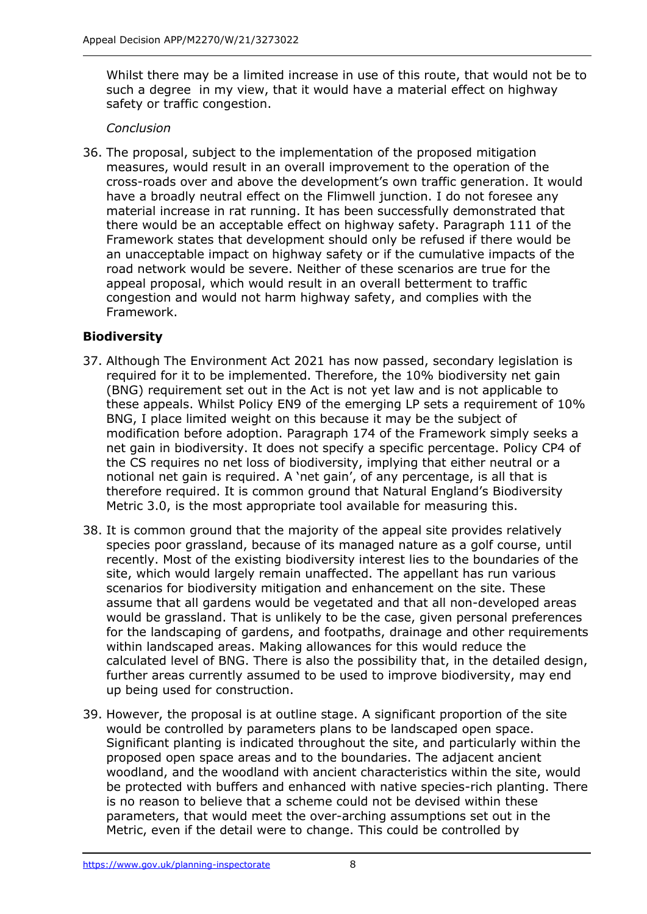Whilst there may be a limited increase in use of this route, that would not be to such a degree in my view, that it would have a material effect on highway safety or traffic congestion.

*Conclusion*

36. The proposal, subject to the implementation of the proposed mitigation measures, would result in an overall improvement to the operation of the cross-roads over and above the development's own traffic generation. It would have a broadly neutral effect on the Flimwell junction. I do not foresee any material increase in rat running. It has been successfully demonstrated that there would be an acceptable effect on highway safety. Paragraph 111 of the Framework states that development should only be refused if there would be an unacceptable impact on highway safety or if the cumulative impacts of the road network would be severe. Neither of these scenarios are true for the appeal proposal, which would result in an overall betterment to traffic congestion and would not harm highway safety, and complies with the Framework.

## Biodiversity

37. Although The Environment Act 2021 has now passed, secondary legislation is required for it to be implemented. Therefore, the 10% biodiversity net gain (BNG) requirement set out in the Act is not yet law and is not applicable to these appeals. Whilst Policy EN9 of the emerging LP sets a requirement of 10% BNG, I place limited weight on this because it may be the subject of modification before adoption. Paragraph 174 of the Framework simply seeks a net gain in biodiversity. It does not specify a specific percentage. Policy CP4 of the CS requires no net loss of biodiversity, implying that either neutral or a notional net gain is required. A 'net gain', of any percentage, is all that is therefore required. It is common ground that Natural England's Biodiversity Metric 3.0, is the most appropriate tool available for measuring this.

38. It is common ground that the majority of the appeal site provides relatively species poor grassland, because of its managed nature as a golf course, until recently. Most of the existing biodiversity interest lies to the boundaries of the site, which would largely remain unaffected. The appellant has run various scenarios for biodiversity mitigation and enhancement on the site. These assume that all gardens would be vegetated and that all non-developed areas would be grassland. That is unlikely to be the case, given personal preferences for the landscaping of gardens, and footpaths, drainage and other requirements within landscaped areas. Making allowances for this would reduce the calculated level of BNG. There is also the possibility that, in the detailed design, further areas currently assumed to be used to improve biodiversity, may end up being used for construction.

39. However, the proposal is at outline stage. A significant proportion of the site would be controlled by parameters plans to be landscaped open space. Significant planting is indicated throughout the site, and particularly within the proposed open space areas and to the boundaries. The adjacent ancient woodland, and the woodland with ancient characteristics within the site, would be protected with buffers and enhanced with native species-rich planting. There is no reason to believe that a scheme could not be devised within these parameters, that would meet the over-arching assumptions set out in the Metric, even if the detail were to change. This could be controlled by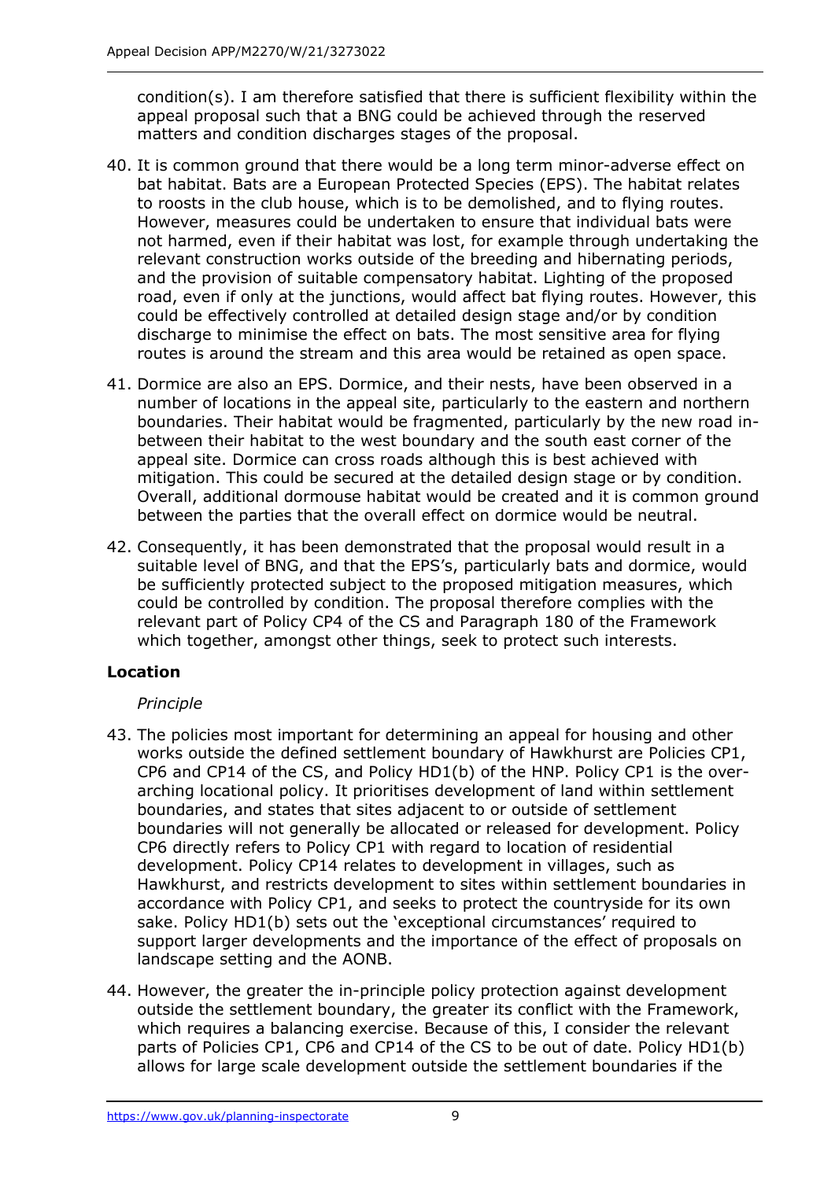condition(s). I am therefore satisfied that there is sufficient flexibility within the appeal proposal such that a BNG could be achieved through the reserved matters and condition discharges stages of the proposal.

40. It is common ground that there would be a long term minor-adverse effect on bat habitat. Bats are a European Protected Species (EPS). The habitat relates to roosts in the club house, which is to be demolished, and to flying routes. However, measures could be undertaken to ensure that individual bats were not harmed, even if their habitat was lost, for example through undertaking the relevant construction works outside of the breeding and hibernating periods, and the provision of suitable compensatory habitat. Lighting of the proposed road, even if only at the junctions, would affect bat flying routes. However, this could be effectively controlled at detailed design stage and/or by condition discharge to minimise the effect on bats. The most sensitive area for flying routes is around the stream and this area would be retained as open space.

41. Dormice are also an EPS. Dormice, and their nests, have been observed in a number of locations in the appeal site, particularly to the eastern and northern boundaries. Their habitat would be fragmented, particularly by the new road in-between their habitat to the west boundary and the south east corner of the appeal site. Dormice can cross roads although this is best achieved with mitigation. This could be secured at the detailed design stage or by condition. Overall, additional dormouse habitat would be created and it is common ground between the parties that the overall effect on dormice would be neutral.

42. Consequently, it has been demonstrated that the proposal would result in a suitable level of BNG, and that the EPS's, particularly bats and dormice, would be sufficiently protected subject to the proposed mitigation measures, which could be controlled by condition. The proposal therefore complies with the relevant part of Policy CP4 of the CS and Paragraph 180 of the Framework which together, amongst other things, seek to protect such interests.

## Location

*Principle*

43. The policies most important for determining an appeal for housing and other works outside the defined settlement boundary of Hawkhurst are Policies CP1, CP6 and CP14 of the CS, and Policy HD1(b) of the HNP. Policy CP1 is the over-arching locational policy. It prioritises development of land within settlement boundaries, and states that sites adjacent to or outside of settlement boundaries will not generally be allocated or released for development. Policy CP6 directly refers to Policy CP1 with regard to location of residential development. Policy CP14 relates to development in villages, such as Hawkhurst, and restricts development to sites within settlement boundaries in accordance with Policy CP1, and seeks to protect the countryside for its own sake. Policy HD1(b) sets out the 'exceptional circumstances' required to support larger developments and the importance of the effect of proposals on landscape setting and the AONB.

44. However, the greater the in-principle policy protection against development outside the settlement boundary, the greater its conflict with the Framework, which requires a balancing exercise. Because of this, I consider the relevant parts of Policies CP1, CP6 and CP14 of the CS to be out of date. Policy HD1(b) allows for large scale development outside the settlement boundaries if the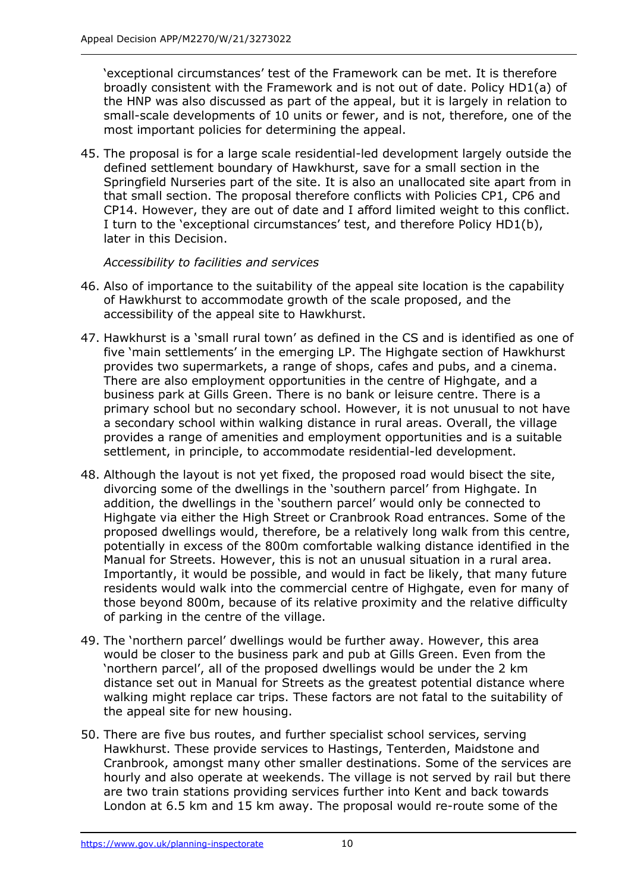'exceptional circumstances' test of the Framework can be met. It is therefore broadly consistent with the Framework and is not out of date. Policy HD1(a) of the HNP was also discussed as part of the appeal, but it is largely in relation to small-scale developments of 10 units or fewer, and is not, therefore, one of the most important policies for determining the appeal.

45. The proposal is for a large scale residential-led development largely outside the defined settlement boundary of Hawkhurst, save for a small section in the Springfield Nurseries part of the site. It is also an unallocated site apart from in that small section. The proposal therefore conflicts with Policies CP1, CP6 and CP14. However, they are out of date and I afford limited weight to this conflict. I turn to the 'exceptional circumstances' test, and therefore Policy HD1(b), later in this Decision.

*Accessibility to facilities and services*

46. Also of importance to the suitability of the appeal site location is the capability of Hawkhurst to accommodate growth of the scale proposed, and the accessibility of the appeal site to Hawkhurst.

47. Hawkhurst is a 'small rural town' as defined in the CS and is identified as one of five 'main settlements' in the emerging LP. The Highgate section of Hawkhurst provides two supermarkets, a range of shops, cafes and pubs, and a cinema. There are also employment opportunities in the centre of Highgate, and a business park at Gills Green. There is no bank or leisure centre. There is a primary school but no secondary school. However, it is not unusual to not have a secondary school within walking distance in rural areas. Overall, the village provides a range of amenities and employment opportunities and is a suitable settlement, in principle, to accommodate residential-led development.

48. Although the layout is not yet fixed, the proposed road would bisect the site, divorcing some of the dwellings in the 'southern parcel' from Highgate. In addition, the dwellings in the 'southern parcel' would only be connected to Highgate via either the High Street or Cranbrook Road entrances. Some of the proposed dwellings would, therefore, be a relatively long walk from this centre, potentially in excess of the 800m comfortable walking distance identified in the Manual for Streets. However, this is not an unusual situation in a rural area. Importantly, it would be possible, and would in fact be likely, that many future residents would walk into the commercial centre of Highgate, even for many of those beyond 800m, because of its relative proximity and the relative difficulty of parking in the centre of the village.

49. The 'northern parcel' dwellings would be further away. However, this area would be closer to the business park and pub at Gills Green. Even from the 'northern parcel', all of the proposed dwellings would be under the 2 km distance set out in Manual for Streets as the greatest potential distance where walking might replace car trips. These factors are not fatal to the suitability of the appeal site for new housing.

50. There are five bus routes, and further specialist school services, serving Hawkhurst. These provide services to Hastings, Tenterden, Maidstone and Cranbrook, amongst many other smaller destinations. Some of the services are hourly and also operate at weekends. The village is not served by rail but there are two train stations providing services further into Kent and back towards London at 6.5 km and 15 km away. The proposal would re-route some of the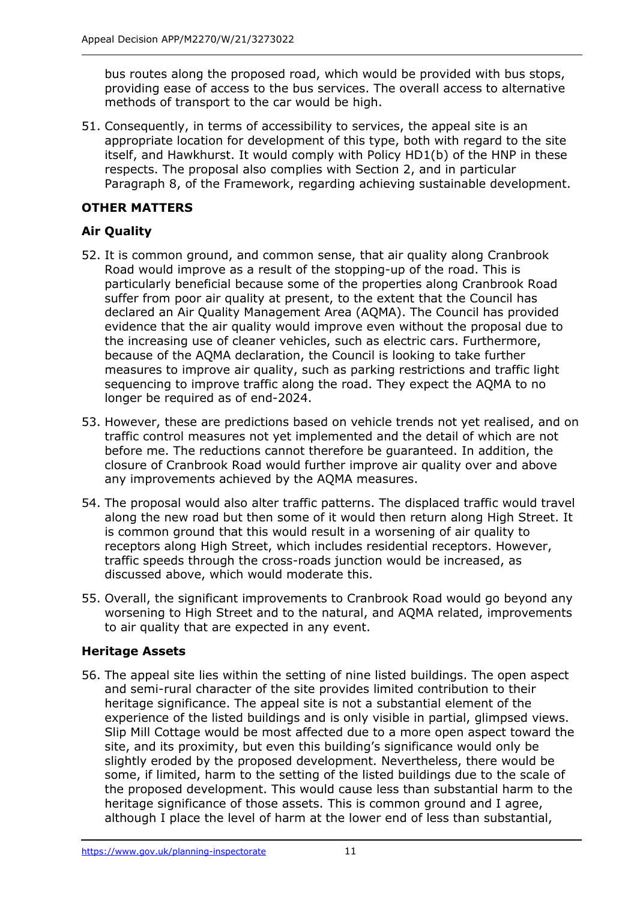bus routes along the proposed road, which would be provided with bus stops, providing ease of access to the bus services. The overall access to alternative methods of transport to the car would be high.

51. Consequently, in terms of accessibility to services, the appeal site is an appropriate location for development of this type, both with regard to the site itself, and Hawkhurst. It would comply with Policy HD1(b) of the HNP in these respects. The proposal also complies with Section 2, and in particular Paragraph 8, of the Framework, regarding achieving sustainable development.

## OTHER MATTERS

### Air Quality

52. It is common ground, and common sense, that air quality along Cranbrook Road would improve as a result of the stopping-up of the road. This is particularly beneficial because some of the properties along Cranbrook Road suffer from poor air quality at present, to the extent that the Council has declared an Air Quality Management Area (AQMA). The Council has provided evidence that the air quality would improve even without the proposal due to the increasing use of cleaner vehicles, such as electric cars. Furthermore, because of the AQMA declaration, the Council is looking to take further measures to improve air quality, such as parking restrictions and traffic light sequencing to improve traffic along the road. They expect the AQMA to no longer be required as of end-2024.

53. However, these are predictions based on vehicle trends not yet realised, and on traffic control measures not yet implemented and the detail of which are not before me. The reductions cannot therefore be guaranteed. In addition, the closure of Cranbrook Road would further improve air quality over and above any improvements achieved by the AQMA measures.

54. The proposal would also alter traffic patterns. The displaced traffic would travel along the new road but then some of it would then return along High Street. It is common ground that this would result in a worsening of air quality to receptors along High Street, which includes residential receptors. However, traffic speeds through the cross-roads junction would be increased, as discussed above, which would moderate this.

55. Overall, the significant improvements to Cranbrook Road would go beyond any worsening to High Street and to the natural, and AQMA related, improvements to air quality that are expected in any event.

### Heritage Assets

56. The appeal site lies within the setting of nine listed buildings. The open aspect and semi-rural character of the site provides limited contribution to their heritage significance. The appeal site is not a substantial element of the experience of the listed buildings and is only visible in partial, glimpsed views. Slip Mill Cottage would be most affected due to a more open aspect toward the site, and its proximity, but even this building's significance would only be slightly eroded by the proposed development. Nevertheless, there would be some, if limited, harm to the setting of the listed buildings due to the scale of the proposed development. This would cause less than substantial harm to the heritage significance of those assets. This is common ground and I agree, although I place the level of harm at the lower end of less than substantial,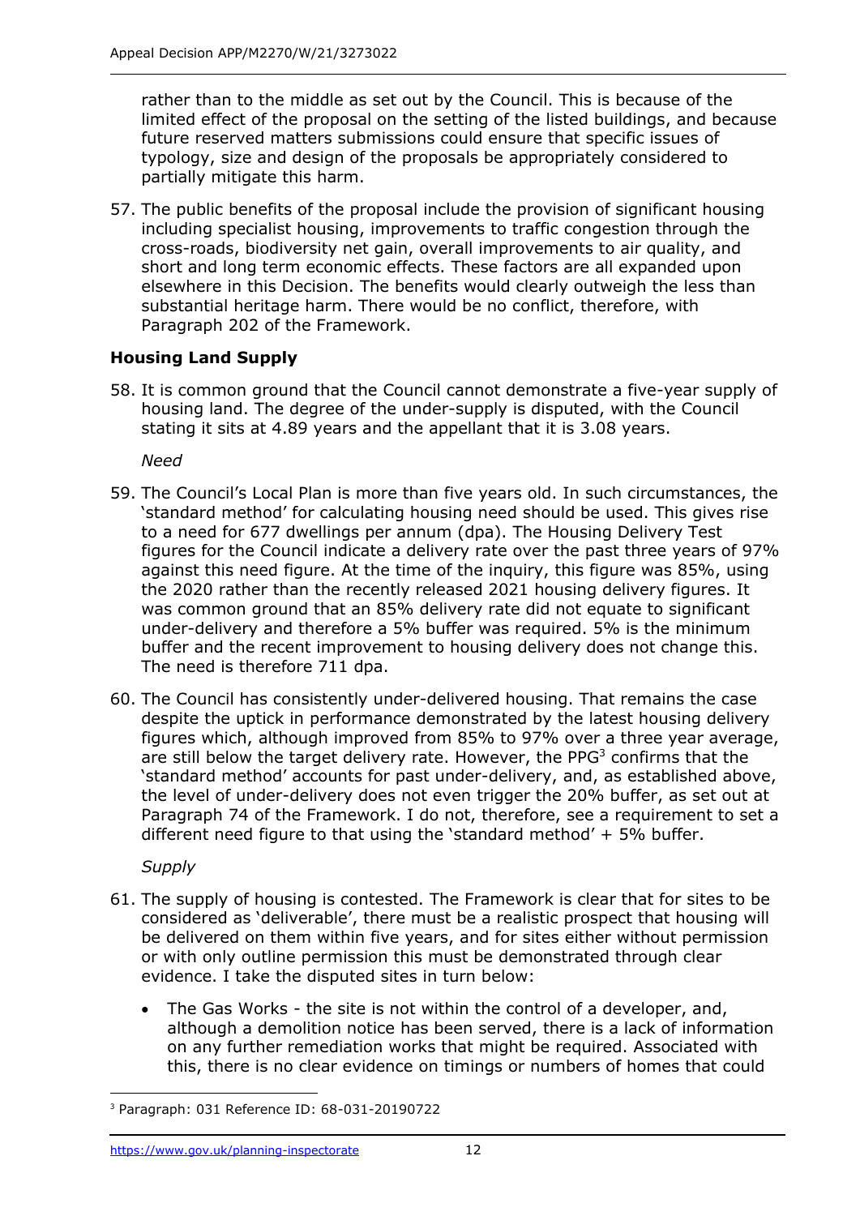rather than to the middle as set out by the Council. This is because of the limited effect of the proposal on the setting of the listed buildings, and because future reserved matters submissions could ensure that specific issues of typology, size and design of the proposals be appropriately considered to partially mitigate this harm.

57. The public benefits of the proposal include the provision of significant housing including specialist housing, improvements to traffic congestion through the cross-roads, biodiversity net gain, overall improvements to air quality, and short and long term economic effects. These factors are all expanded upon elsewhere in this Decision. The benefits would clearly outweigh the less than substantial heritage harm. There would be no conflict, therefore, with Paragraph 202 of the Framework.

## Housing Land Supply

58. It is common ground that the Council cannot demonstrate a five-year supply of housing land. The degree of the under-supply is disputed, with the Council stating it sits at 4.89 years and the appellant that it is 3.08 years.

*Need*

59. The Council's Local Plan is more than five years old. In such circumstances, the 'standard method' for calculating housing need should be used. This gives rise to a need for 677 dwellings per annum (dpa). The Housing Delivery Test figures for the Council indicate a delivery rate over the past three years of 97% against this need figure. At the time of the inquiry, this figure was 85%, using the 2020 rather than the recently released 2021 housing delivery figures. It was common ground that an 85% delivery rate did not equate to significant under-delivery and therefore a 5% buffer was required. 5% is the minimum buffer and the recent improvement to housing delivery does not change this. The need is therefore 711 dpa.

60. The Council has consistently under-delivered housing. That remains the case despite the uptick in performance demonstrated by the latest housing delivery figures which, although improved from 85% to 97% over a three year average, are still below the target delivery rate. However, the PPG[3] confirms that the 'standard method' accounts for past under-delivery, and, as established above, the level of under-delivery does not even trigger the 20% buffer, as set out at Paragraph 74 of the Framework. I do not, therefore, see a requirement to set a different need figure to that using the 'standard method' + 5% buffer.

*Supply*

61. The supply of housing is contested. The Framework is clear that for sites to be considered as 'deliverable', there must be a realistic prospect that housing will be delivered on them within five years, and for sites either without permission or with only outline permission this must be demonstrated through clear evidence. I take the disputed sites in turn below:

- The Gas Works - the site is not within the control of a developer, and, although a demolition notice has been served, there is a lack of information on any further remediation works that might be required. Associated with this, there is no clear evidence on timings or numbers of homes that could

---

[3] Paragraph: 031 Reference ID: 68-031-20190722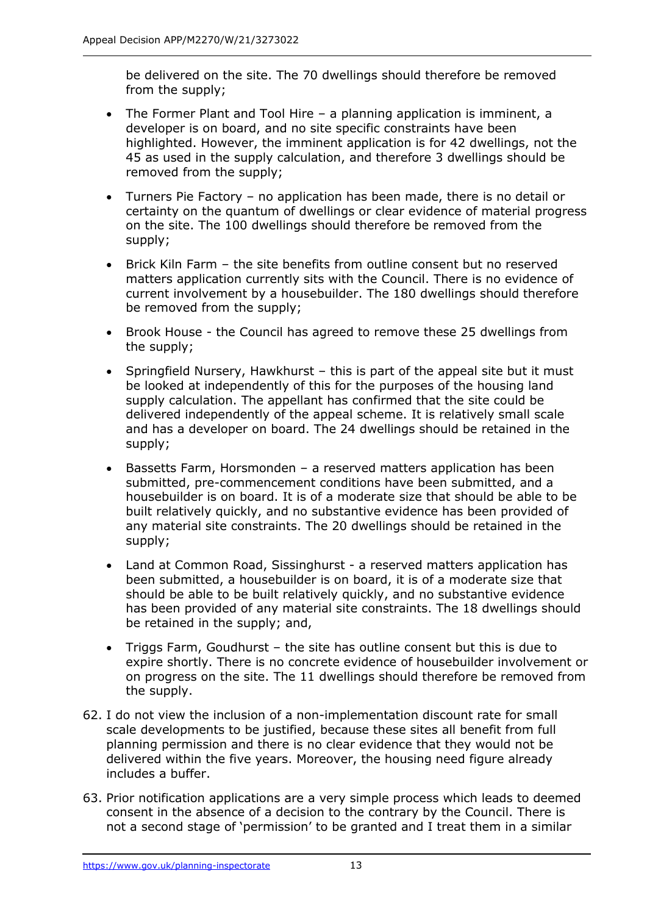be delivered on the site. The 70 dwellings should therefore be removed from the supply;

- The Former Plant and Tool Hire – a planning application is imminent, a developer is on board, and no site specific constraints have been highlighted. However, the imminent application is for 42 dwellings, not the 45 as used in the supply calculation, and therefore 3 dwellings should be removed from the supply;
- Turners Pie Factory – no application has been made, there is no detail or certainty on the quantum of dwellings or clear evidence of material progress on the site. The 100 dwellings should therefore be removed from the supply;
- Brick Kiln Farm – the site benefits from outline consent but no reserved matters application currently sits with the Council. There is no evidence of current involvement by a housebuilder. The 180 dwellings should therefore be removed from the supply;
- Brook House - the Council has agreed to remove these 25 dwellings from the supply;
- Springfield Nursery, Hawkhurst – this is part of the appeal site but it must be looked at independently of this for the purposes of the housing land supply calculation. The appellant has confirmed that the site could be delivered independently of the appeal scheme. It is relatively small scale and has a developer on board. The 24 dwellings should be retained in the supply;
- Bassetts Farm, Horsmonden – a reserved matters application has been submitted, pre-commencement conditions have been submitted, and a housebuilder is on board. It is of a moderate size that should be able to be built relatively quickly, and no substantive evidence has been provided of any material site constraints. The 20 dwellings should be retained in the supply;
- Land at Common Road, Sissinghurst - a reserved matters application has been submitted, a housebuilder is on board, it is of a moderate size that should be able to be built relatively quickly, and no substantive evidence has been provided of any material site constraints. The 18 dwellings should be retained in the supply; and,
- Triggs Farm, Goudhurst – the site has outline consent but this is due to expire shortly. There is no concrete evidence of housebuilder involvement or on progress on the site. The 11 dwellings should therefore be removed from the supply.

62. I do not view the inclusion of a non-implementation discount rate for small scale developments to be justified, because these sites all benefit from full planning permission and there is no clear evidence that they would not be delivered within the five years. Moreover, the housing need figure already includes a buffer.

63. Prior notification applications are a very simple process which leads to deemed consent in the absence of a decision to the contrary by the Council. There is not a second stage of 'permission' to be granted and I treat them in a similar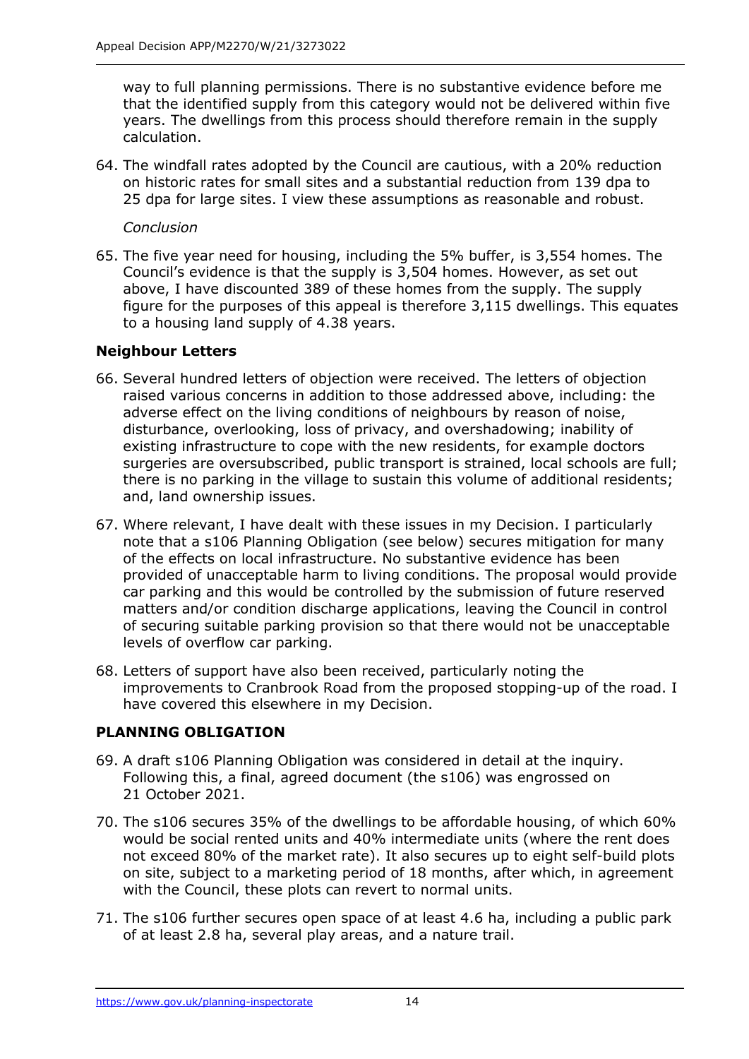way to full planning permissions. There is no substantive evidence before me that the identified supply from this category would not be delivered within five years. The dwellings from this process should therefore remain in the supply calculation.

64. The windfall rates adopted by the Council are cautious, with a 20% reduction on historic rates for small sites and a substantial reduction from 139 dpa to 25 dpa for large sites. I view these assumptions as reasonable and robust.

*Conclusion*

65. The five year need for housing, including the 5% buffer, is 3,554 homes. The Council's evidence is that the supply is 3,504 homes. However, as set out above, I have discounted 389 of these homes from the supply. The supply figure for the purposes of this appeal is therefore 3,115 dwellings. This equates to a housing land supply of 4.38 years.

### Neighbour Letters

66. Several hundred letters of objection were received. The letters of objection raised various concerns in addition to those addressed above, including: the adverse effect on the living conditions of neighbours by reason of noise, disturbance, overlooking, loss of privacy, and overshadowing; inability of existing infrastructure to cope with the new residents, for example doctors surgeries are oversubscribed, public transport is strained, local schools are full; there is no parking in the village to sustain this volume of additional residents; and, land ownership issues.

67. Where relevant, I have dealt with these issues in my Decision. I particularly note that a s106 Planning Obligation (see below) secures mitigation for many of the effects on local infrastructure. No substantive evidence has been provided of unacceptable harm to living conditions. The proposal would provide car parking and this would be controlled by the submission of future reserved matters and/or condition discharge applications, leaving the Council in control of securing suitable parking provision so that there would not be unacceptable levels of overflow car parking.

68. Letters of support have also been received, particularly noting the improvements to Cranbrook Road from the proposed stopping-up of the road. I have covered this elsewhere in my Decision.

## PLANNING OBLIGATION

69. A draft s106 Planning Obligation was considered in detail at the inquiry. Following this, a final, agreed document (the s106) was engrossed on 21 October 2021.

70. The s106 secures 35% of the dwellings to be affordable housing, of which 60% would be social rented units and 40% intermediate units (where the rent does not exceed 80% of the market rate). It also secures up to eight self-build plots on site, subject to a marketing period of 18 months, after which, in agreement with the Council, these plots can revert to normal units.

71. The s106 further secures open space of at least 4.6 ha, including a public park of at least 2.8 ha, several play areas, and a nature trail.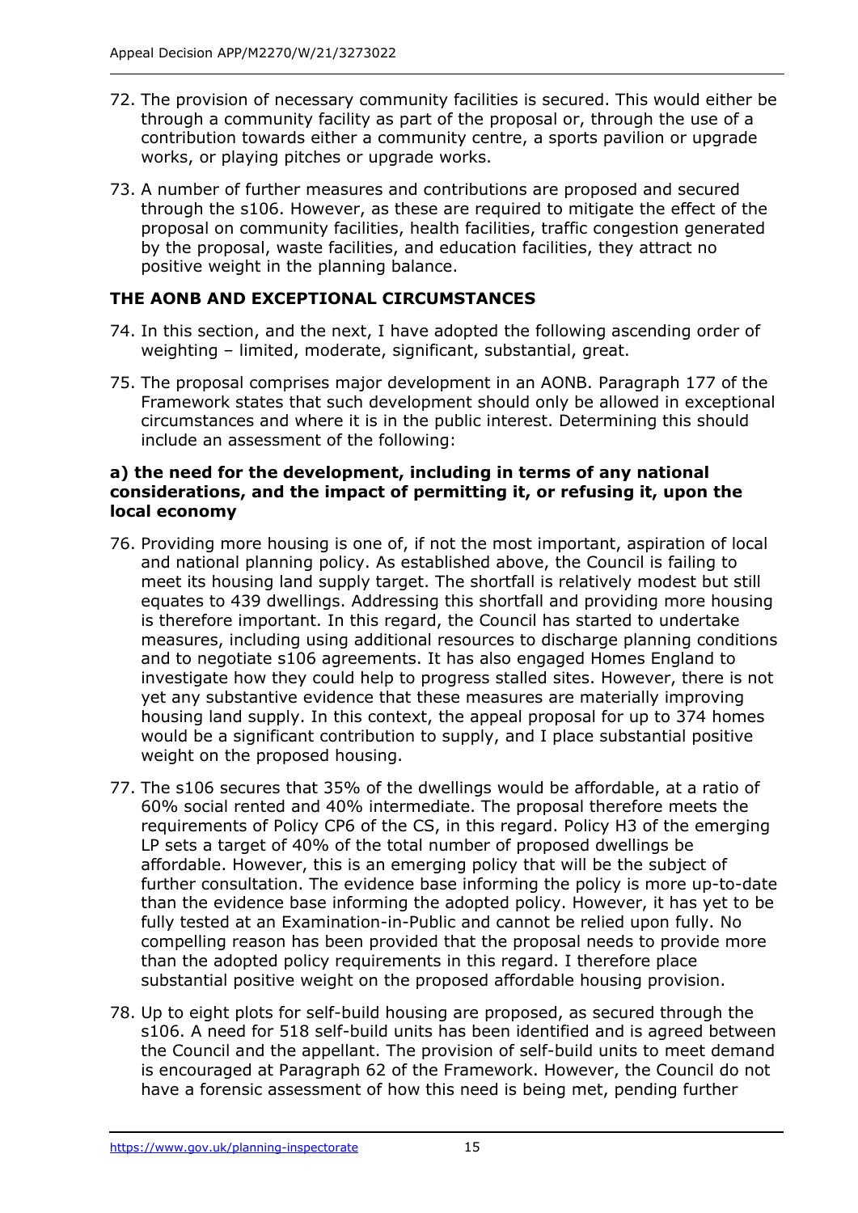72. The provision of necessary community facilities is secured. This would either be through a community facility as part of the proposal or, through the use of a contribution towards either a community centre, a sports pavilion or upgrade works, or playing pitches or upgrade works.

73. A number of further measures and contributions are proposed and secured through the s106. However, as these are required to mitigate the effect of the proposal on community facilities, health facilities, traffic congestion generated by the proposal, waste facilities, and education facilities, they attract no positive weight in the planning balance.

## THE AONB AND EXCEPTIONAL CIRCUMSTANCES

74. In this section, and the next, I have adopted the following ascending order of weighting – limited, moderate, significant, substantial, great.

75. The proposal comprises major development in an AONB. Paragraph 177 of the Framework states that such development should only be allowed in exceptional circumstances and where it is in the public interest. Determining this should include an assessment of the following:

### a) the need for the development, including in terms of any national considerations, and the impact of permitting it, or refusing it, upon the local economy

76. Providing more housing is one of, if not the most important, aspiration of local and national planning policy. As established above, the Council is failing to meet its housing land supply target. The shortfall is relatively modest but still equates to 439 dwellings. Addressing this shortfall and providing more housing is therefore important. In this regard, the Council has started to undertake measures, including using additional resources to discharge planning conditions and to negotiate s106 agreements. It has also engaged Homes England to investigate how they could help to progress stalled sites. However, there is not yet any substantive evidence that these measures are materially improving housing land supply. In this context, the appeal proposal for up to 374 homes would be a significant contribution to supply, and I place substantial positive weight on the proposed housing.

77. The s106 secures that 35% of the dwellings would be affordable, at a ratio of 60% social rented and 40% intermediate. The proposal therefore meets the requirements of Policy CP6 of the CS, in this regard. Policy H3 of the emerging LP sets a target of 40% of the total number of proposed dwellings be affordable. However, this is an emerging policy that will be the subject of further consultation. The evidence base informing the policy is more up-to-date than the evidence base informing the adopted policy. However, it has yet to be fully tested at an Examination-in-Public and cannot be relied upon fully. No compelling reason has been provided that the proposal needs to provide more than the adopted policy requirements in this regard. I therefore place substantial positive weight on the proposed affordable housing provision.

78. Up to eight plots for self-build housing are proposed, as secured through the s106. A need for 518 self-build units has been identified and is agreed between the Council and the appellant. The provision of self-build units to meet demand is encouraged at Paragraph 62 of the Framework. However, the Council do not have a forensic assessment of how this need is being met, pending further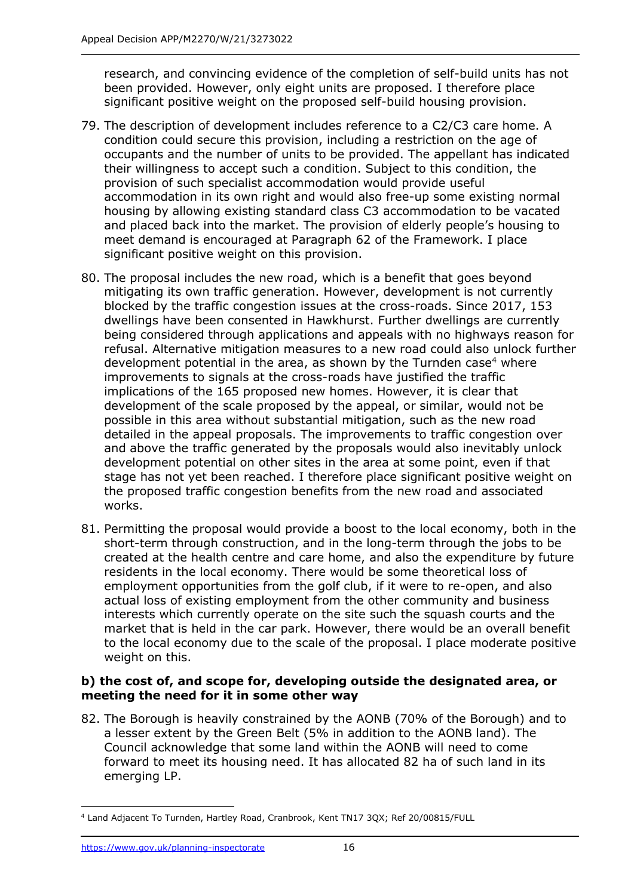research, and convincing evidence of the completion of self-build units has not been provided. However, only eight units are proposed. I therefore place significant positive weight on the proposed self-build housing provision.

79. The description of development includes reference to a C2/C3 care home. A condition could secure this provision, including a restriction on the age of occupants and the number of units to be provided. The appellant has indicated their willingness to accept such a condition. Subject to this condition, the provision of such specialist accommodation would provide useful accommodation in its own right and would also free-up some existing normal housing by allowing existing standard class C3 accommodation to be vacated and placed back into the market. The provision of elderly people's housing to meet demand is encouraged at Paragraph 62 of the Framework. I place significant positive weight on this provision.

80. The proposal includes the new road, which is a benefit that goes beyond mitigating its own traffic generation. However, development is not currently blocked by the traffic congestion issues at the cross-roads. Since 2017, 153 dwellings have been consented in Hawkhurst. Further dwellings are currently being considered through applications and appeals with no highways reason for refusal. Alternative mitigation measures to a new road could also unlock further development potential in the area, as shown by the Turnden case[4] where improvements to signals at the cross-roads have justified the traffic implications of the 165 proposed new homes. However, it is clear that development of the scale proposed by the appeal, or similar, would not be possible in this area without substantial mitigation, such as the new road detailed in the appeal proposals. The improvements to traffic congestion over and above the traffic generated by the proposals would also inevitably unlock development potential on other sites in the area at some point, even if that stage has not yet been reached. I therefore place significant positive weight on the proposed traffic congestion benefits from the new road and associated works.

81. Permitting the proposal would provide a boost to the local economy, both in the short-term through construction, and in the long-term through the jobs to be created at the health centre and care home, and also the expenditure by future residents in the local economy. There would be some theoretical loss of employment opportunities from the golf club, if it were to re-open, and also actual loss of existing employment from the other community and business interests which currently operate on the site such the squash courts and the market that is held in the car park. However, there would be an overall benefit to the local economy due to the scale of the proposal. I place moderate positive weight on this.

**b) the cost of, and scope for, developing outside the designated area, or meeting the need for it in some other way**

82. The Borough is heavily constrained by the AONB (70% of the Borough) and to a lesser extent by the Green Belt (5% in addition to the AONB land). The Council acknowledge that some land within the AONB will need to come forward to meet its housing need. It has allocated 82 ha of such land in its emerging LP.

[4] Land Adjacent To Turnden, Hartley Road, Cranbrook, Kent TN17 3QX; Ref 20/00815/FULL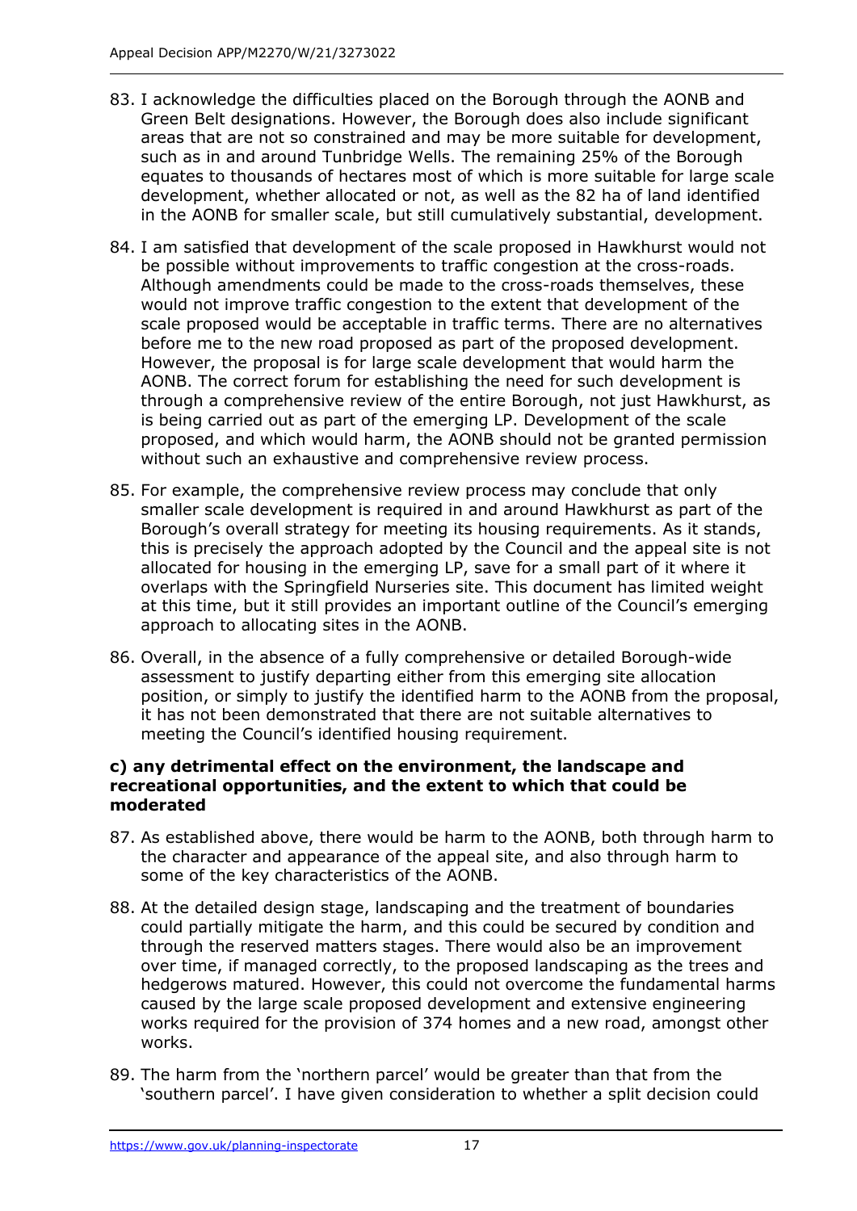83. I acknowledge the difficulties placed on the Borough through the AONB and Green Belt designations. However, the Borough does also include significant areas that are not so constrained and may be more suitable for development, such as in and around Tunbridge Wells. The remaining 25% of the Borough equates to thousands of hectares most of which is more suitable for large scale development, whether allocated or not, as well as the 82 ha of land identified in the AONB for smaller scale, but still cumulatively substantial, development.

84. I am satisfied that development of the scale proposed in Hawkhurst would not be possible without improvements to traffic congestion at the cross-roads. Although amendments could be made to the cross-roads themselves, these would not improve traffic congestion to the extent that development of the scale proposed would be acceptable in traffic terms. There are no alternatives before me to the new road proposed as part of the proposed development. However, the proposal is for large scale development that would harm the AONB. The correct forum for establishing the need for such development is through a comprehensive review of the entire Borough, not just Hawkhurst, as is being carried out as part of the emerging LP. Development of the scale proposed, and which would harm, the AONB should not be granted permission without such an exhaustive and comprehensive review process.

85. For example, the comprehensive review process may conclude that only smaller scale development is required in and around Hawkhurst as part of the Borough's overall strategy for meeting its housing requirements. As it stands, this is precisely the approach adopted by the Council and the appeal site is not allocated for housing in the emerging LP, save for a small part of it where it overlaps with the Springfield Nurseries site. This document has limited weight at this time, but it still provides an important outline of the Council's emerging approach to allocating sites in the AONB.

86. Overall, in the absence of a fully comprehensive or detailed Borough-wide assessment to justify departing either from this emerging site allocation position, or simply to justify the identified harm to the AONB from the proposal, it has not been demonstrated that there are not suitable alternatives to meeting the Council's identified housing requirement.

**c) any detrimental effect on the environment, the landscape and recreational opportunities, and the extent to which that could be moderated**

87. As established above, there would be harm to the AONB, both through harm to the character and appearance of the appeal site, and also through harm to some of the key characteristics of the AONB.

88. At the detailed design stage, landscaping and the treatment of boundaries could partially mitigate the harm, and this could be secured by condition and through the reserved matters stages. There would also be an improvement over time, if managed correctly, to the proposed landscaping as the trees and hedgerows matured. However, this could not overcome the fundamental harms caused by the large scale proposed development and extensive engineering works required for the provision of 374 homes and a new road, amongst other works.

89. The harm from the 'northern parcel' would be greater than that from the 'southern parcel'. I have given consideration to whether a split decision could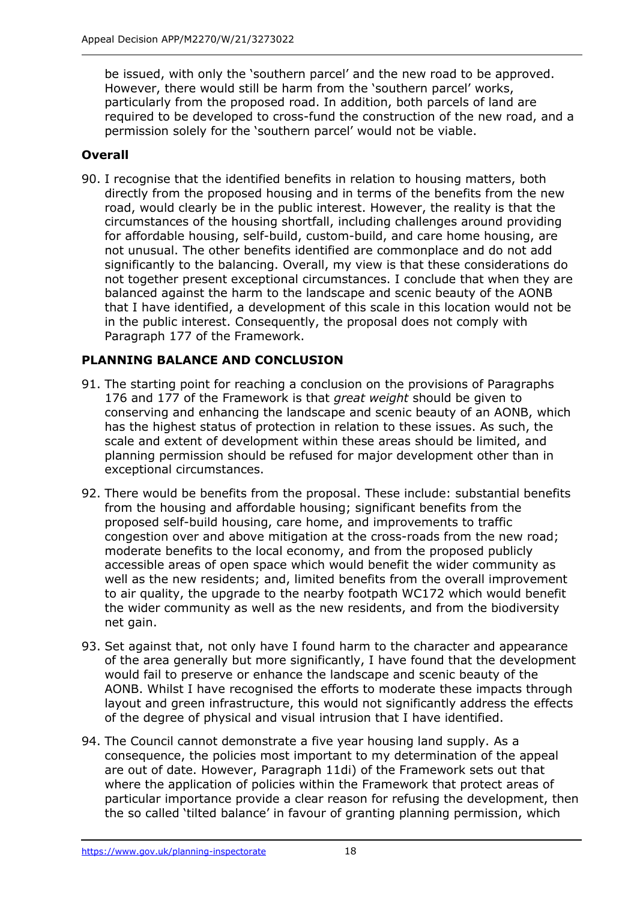be issued, with only the 'southern parcel' and the new road to be approved. However, there would still be harm from the 'southern parcel' works, particularly from the proposed road. In addition, both parcels of land are required to be developed to cross-fund the construction of the new road, and a permission solely for the 'southern parcel' would not be viable.

**Overall**

90. I recognise that the identified benefits in relation to housing matters, both directly from the proposed housing and in terms of the benefits from the new road, would clearly be in the public interest. However, the reality is that the circumstances of the housing shortfall, including challenges around providing for affordable housing, self-build, custom-build, and care home housing, are not unusual. The other benefits identified are commonplace and do not add significantly to the balancing. Overall, my view is that these considerations do not together present exceptional circumstances. I conclude that when they are balanced against the harm to the landscape and scenic beauty of the AONB that I have identified, a development of this scale in this location would not be in the public interest. Consequently, the proposal does not comply with Paragraph 177 of the Framework.

## PLANNING BALANCE AND CONCLUSION

91. The starting point for reaching a conclusion on the provisions of Paragraphs 176 and 177 of the Framework is that *great weight* should be given to conserving and enhancing the landscape and scenic beauty of an AONB, which has the highest status of protection in relation to these issues. As such, the scale and extent of development within these areas should be limited, and planning permission should be refused for major development other than in exceptional circumstances.

92. There would be benefits from the proposal. These include: substantial benefits from the housing and affordable housing; significant benefits from the proposed self-build housing, care home, and improvements to traffic congestion over and above mitigation at the cross-roads from the new road; moderate benefits to the local economy, and from the proposed publicly accessible areas of open space which would benefit the wider community as well as the new residents; and, limited benefits from the overall improvement to air quality, the upgrade to the nearby footpath WC172 which would benefit the wider community as well as the new residents, and from the biodiversity net gain.

93. Set against that, not only have I found harm to the character and appearance of the area generally but more significantly, I have found that the development would fail to preserve or enhance the landscape and scenic beauty of the AONB. Whilst I have recognised the efforts to moderate these impacts through layout and green infrastructure, this would not significantly address the effects of the degree of physical and visual intrusion that I have identified.

94. The Council cannot demonstrate a five year housing land supply. As a consequence, the policies most important to my determination of the appeal are out of date. However, Paragraph 11di) of the Framework sets out that where the application of policies within the Framework that protect areas of particular importance provide a clear reason for refusing the development, then the so called 'tilted balance' in favour of granting planning permission, which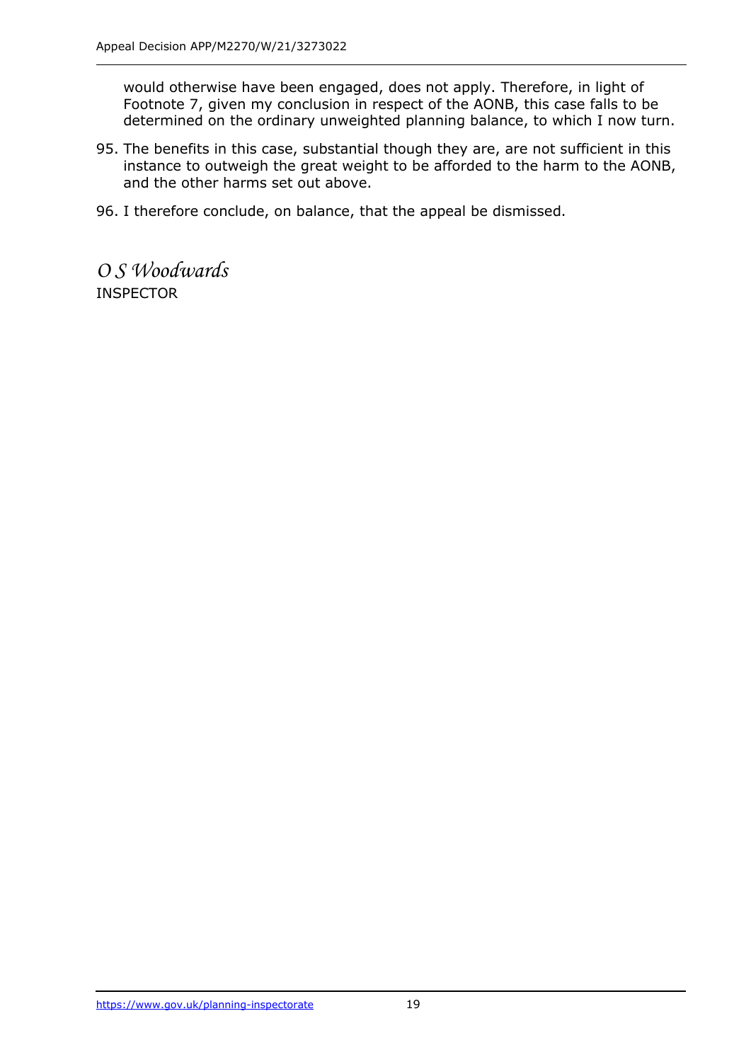would otherwise have been engaged, does not apply. Therefore, in light of Footnote 7, given my conclusion in respect of the AONB, this case falls to be determined on the ordinary unweighted planning balance, to which I now turn.

95. The benefits in this case, substantial though they are, are not sufficient in this instance to outweigh the great weight to be afforded to the harm to the AONB, and the other harms set out above.

96. I therefore conclude, on balance, that the appeal be dismissed.

*O S Woodwards*

INSPECTOR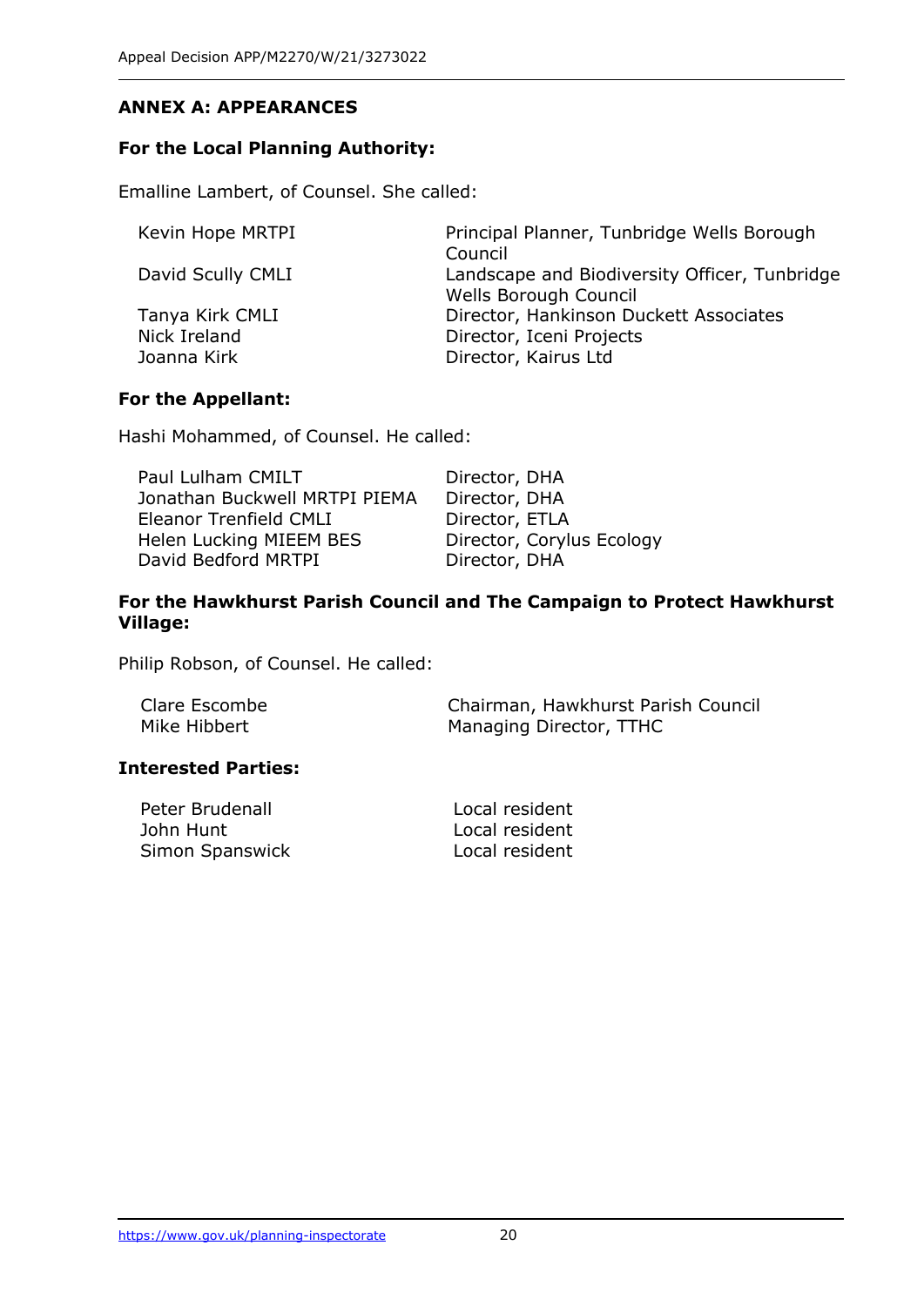## ANNEX A: APPEARANCES

### For the Local Planning Authority:

Emalline Lambert, of Counsel. She called:

| | |
|---|---|
| Kevin Hope MRTPI | Principal Planner, Tunbridge Wells Borough Council |
| David Scully CMLI | Landscape and Biodiversity Officer, Tunbridge Wells Borough Council |
| Tanya Kirk CMLI | Director, Hankinson Duckett Associates |
| Nick Ireland | Director, Iceni Projects |
| Joanna Kirk | Director, Kairus Ltd |

### For the Appellant:

Hashi Mohammed, of Counsel. He called:

| | |
|---|---|
| Paul Lulham CMILT | Director, DHA |
| Jonathan Buckwell MRTPI PIEMA | Director, DHA |
| Eleanor Trenfield CMLI | Director, ETLA |
| Helen Lucking MIEEM BES | Director, Corylus Ecology |
| David Bedford MRTPI | Director, DHA |

### For the Hawkhurst Parish Council and The Campaign to Protect Hawkhurst Village:

Philip Robson, of Counsel. He called:

| | |
|---|---|
| Clare Escombe | Chairman, Hawkhurst Parish Council |
| Mike Hibbert | Managing Director, TTHC |

### Interested Parties:

| | |
|---|---|
| Peter Brudenall | Local resident |
| John Hunt | Local resident |
| Simon Spanswick | Local resident |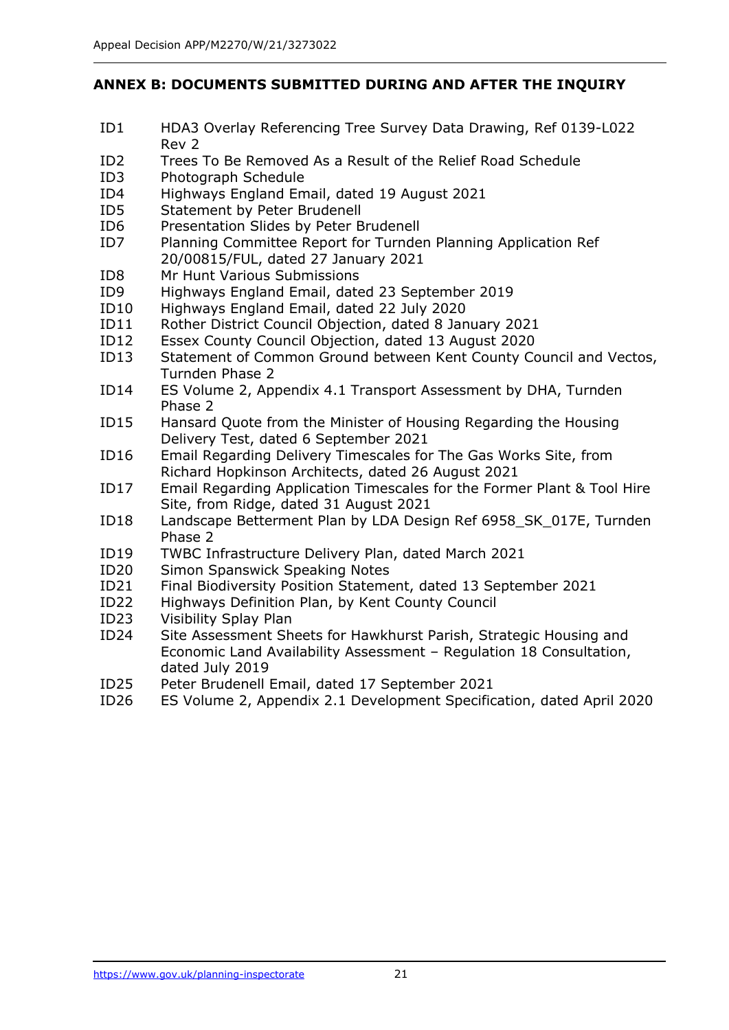## ANNEX B: DOCUMENTS SUBMITTED DURING AND AFTER THE INQUIRY

| | |
|---|---|
| ID1 | HDA3 Overlay Referencing Tree Survey Data Drawing, Ref 0139-L022 Rev 2 |
| ID2 | Trees To Be Removed As a Result of the Relief Road Schedule |
| ID3 | Photograph Schedule |
| ID4 | Highways England Email, dated 19 August 2021 |
| ID5 | Statement by Peter Brudenell |
| ID6 | Presentation Slides by Peter Brudenell |
| ID7 | Planning Committee Report for Turnden Planning Application Ref 20/00815/FUL, dated 27 January 2021 |
| ID8 | Mr Hunt Various Submissions |
| ID9 | Highways England Email, dated 23 September 2019 |
| ID10 | Highways England Email, dated 22 July 2020 |
| ID11 | Rother District Council Objection, dated 8 January 2021 |
| ID12 | Essex County Council Objection, dated 13 August 2020 |
| ID13 | Statement of Common Ground between Kent County Council and Vectos, Turnden Phase 2 |
| ID14 | ES Volume 2, Appendix 4.1 Transport Assessment by DHA, Turnden Phase 2 |
| ID15 | Hansard Quote from the Minister of Housing Regarding the Housing Delivery Test, dated 6 September 2021 |
| ID16 | Email Regarding Delivery Timescales for The Gas Works Site, from Richard Hopkinson Architects, dated 26 August 2021 |
| ID17 | Email Regarding Application Timescales for the Former Plant & Tool Hire Site, from Ridge, dated 31 August 2021 |
| ID18 | Landscape Betterment Plan by LDA Design Ref 6958_SK_017E, Turnden Phase 2 |
| ID19 | TWBC Infrastructure Delivery Plan, dated March 2021 |
| ID20 | Simon Spanswick Speaking Notes |
| ID21 | Final Biodiversity Position Statement, dated 13 September 2021 |
| ID22 | Highways Definition Plan, by Kent County Council |
| ID23 | Visibility Splay Plan |
| ID24 | Site Assessment Sheets for Hawkhurst Parish, Strategic Housing and Economic Land Availability Assessment – Regulation 18 Consultation, dated July 2019 |
| ID25 | Peter Brudenell Email, dated 17 September 2021 |
| ID26 | ES Volume 2, Appendix 2.1 Development Specification, dated April 2020 |